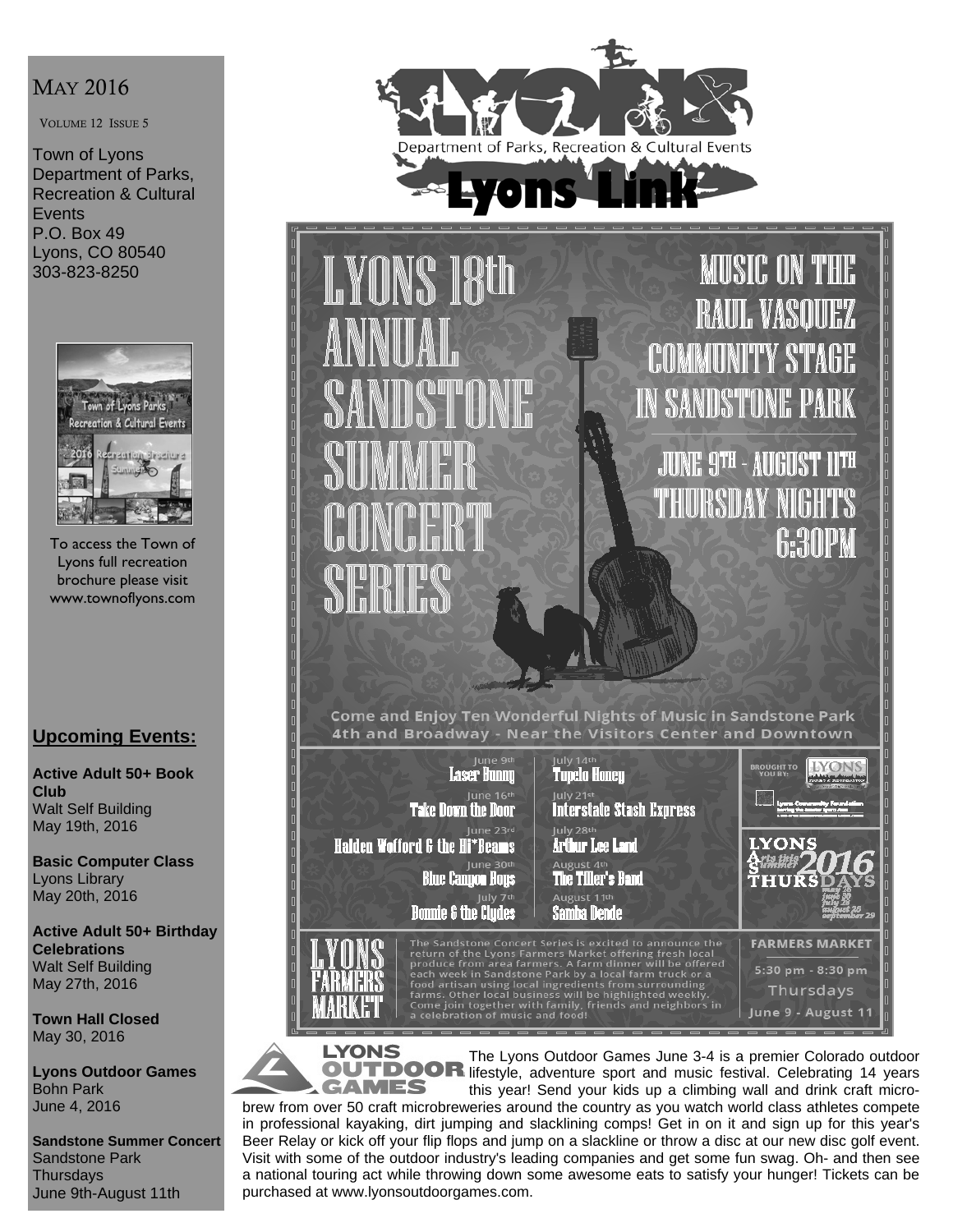# May 2016

Volume 12 Issue 5

Town of Lyons
Department of Parks, Recreation & Cultural Events
P.O. Box 49
Lyons, CO 80540
303-823-8250

To access the Town of Lyons full recreation brochure please visit www.townoflyons.com

## Upcoming Events:

**Active Adult 50+ Book Club**
Walt Self Building
May 19th, 2016

**Basic Computer Class**
Lyons Library
May 20th, 2016

**Active Adult 50+ Birthday Celebrations**
Walt Self Building
May 27th, 2016

**Town Hall Closed**
May 30, 2016

**Lyons Outdoor Games**
Bohn Park
June 4, 2016

**Sandstone Summer Concert**
Sandstone Park
Thursdays
June 9th-August 11th

# Lyons Link

Department of Parks, Recreation & Cultural Events

## Lyons 18th Annual Sandstone Summer Concert Series

Music on the Raul Vasquez Community Stage in Sandstone Park

June 9th - August 11th
Thursday Nights
6:30PM

Come and Enjoy Ten Wonderful Nights of Music in Sandstone Park
4th and Broadway - Near the Visitors Center and Downtown

| Date | Band | Date | Band |
|---|---|---|---|
| June 9th | Laser Bunny | July 14th | Tupelo Honey |
| June 16th | Take Down the Door | July 21st | Interstate Stash Express |
| June 23rd | Halden Wofford & the Hi*Beams | July 28th | Arthur Lee Land |
| June 30th | Blue Canyon Boys | August 4th | The Tiller's Band |
| July 7th | Bonnie & the Clydes | August 11th | Samba Dende |

Brought to you by: Lyons Parks & Recreation; Lyons Community Foundation

Lyons Arts this Summer Thursdays 2016 — May 26, June 30, July 28, August 25, September 29

### Lyons Farmers Market

The Sandstone Concert Series is excited to announce the return of the Lyons Farmers Market offering fresh local produce from area farmers. A farm dinner will be offered each week in Sandstone Park by a local farm truck or a food artisan using local ingredients from surrounding farms. Other local business will be highlighted weekly. Come join together with family, friends and neighbors in a celebration of music and food!

Farmers Market
5:30 pm - 8:30 pm
Thursdays
June 9 - August 11

## Lyons Outdoor Games

The Lyons Outdoor Games June 3-4 is a premier Colorado outdoor lifestyle, adventure sport and music festival. Celebrating 14 years this year! Send your kids up a climbing wall and drink craft micro-brew from over 50 craft microbreweries around the country as you watch world class athletes compete in professional kayaking, dirt jumping and slacklining comps! Get in on it and sign up for this year's Beer Relay or kick off your flip flops and jump on a slackline or throw a disc at our new disc golf event. Visit with some of the outdoor industry's leading companies and get some fun swag. Oh- and then see a national touring act while throwing down some awesome eats to satisfy your hunger! Tickets can be purchased at www.lyonsoutdoorgames.com.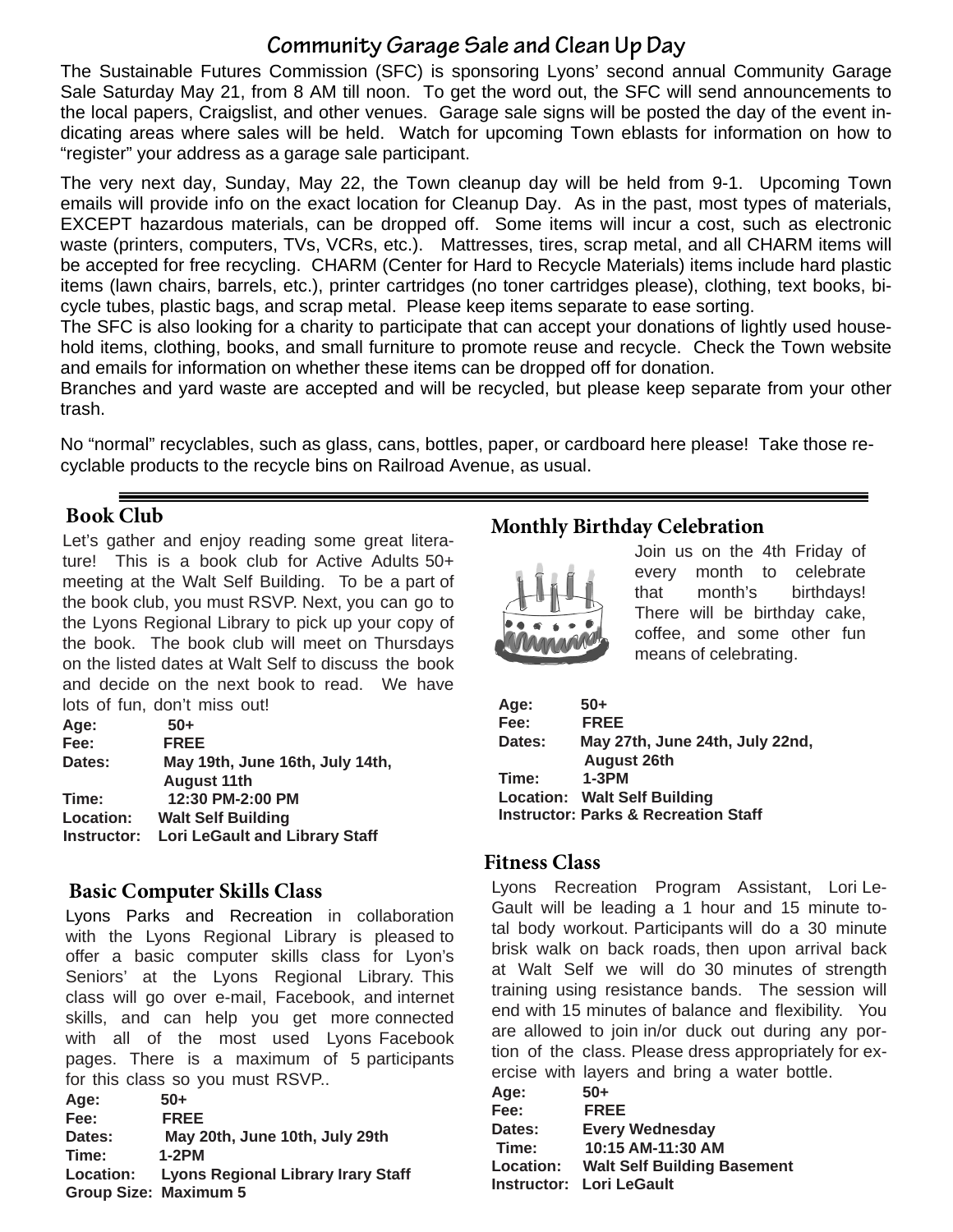## Community Garage Sale and Clean Up Day

The Sustainable Futures Commission (SFC) is sponsoring Lyons' second annual Community Garage Sale Saturday May 21, from 8 AM till noon. To get the word out, the SFC will send announcements to the local papers, Craigslist, and other venues. Garage sale signs will be posted the day of the event indicating areas where sales will be held. Watch for upcoming Town eblasts for information on how to "register" your address as a garage sale participant.

The very next day, Sunday, May 22, the Town cleanup day will be held from 9-1. Upcoming Town emails will provide info on the exact location for Cleanup Day. As in the past, most types of materials, EXCEPT hazardous materials, can be dropped off. Some items will incur a cost, such as electronic waste (printers, computers, TVs, VCRs, etc.). Mattresses, tires, scrap metal, and all CHARM items will be accepted for free recycling. CHARM (Center for Hard to Recycle Materials) items include hard plastic items (lawn chairs, barrels, etc.), printer cartridges (no toner cartridges please), clothing, text books, bicycle tubes, plastic bags, and scrap metal. Please keep items separate to ease sorting.

The SFC is also looking for a charity to participate that can accept your donations of lightly used household items, clothing, books, and small furniture to promote reuse and recycle. Check the Town website and emails for information on whether these items can be dropped off for donation.

Branches and yard waste are accepted and will be recycled, but please keep separate from your other trash.

No "normal" recyclables, such as glass, cans, bottles, paper, or cardboard here please! Take those recyclable products to the recycle bins on Railroad Avenue, as usual.

---

### Book Club

Let's gather and enjoy reading some great literature! This is a book club for Active Adults 50+ meeting at the Walt Self Building. To be a part of the book club, you must RSVP. Next, you can go to the Lyons Regional Library to pick up your copy of the book. The book club will meet on Thursdays on the listed dates at Walt Self to discuss the book and decide on the next book to read. We have lots of fun, don't miss out!

**Age:** 50+
**Fee:** FREE
**Dates:** May 19th, June 16th, July 14th, August 11th
**Time:** 12:30 PM-2:00 PM
**Location:** Walt Self Building
**Instructor:** Lori LeGault and Library Staff

### Basic Computer Skills Class

Lyons Parks and Recreation in collaboration with the Lyons Regional Library is pleased to offer a basic computer skills class for Lyon's Seniors' at the Lyons Regional Library. This class will go over e-mail, Facebook, and internet skills, and can help you get more connected with all of the most used Lyons Facebook pages. There is a maximum of 5 participants for this class so you must RSVP..

**Age:** 50+
**Fee:** FREE
**Dates:** May 20th, June 10th, July 29th
**Time:** 1-2PM
**Location:** Lyons Regional Library Irary Staff
**Group Size:** Maximum 5

### Monthly Birthday Celebration

Join us on the 4th Friday of every month to celebrate that month's birthdays! There will be birthday cake, coffee, and some other fun means of celebrating.

**Age:** 50+
**Fee:** FREE
**Dates:** May 27th, June 24th, July 22nd, August 26th
**Time:** 1-3PM
**Location:** Walt Self Building
**Instructor:** Parks & Recreation Staff

### Fitness Class

Lyons Recreation Program Assistant, Lori LeGault will be leading a 1 hour and 15 minute total body workout. Participants will do a 30 minute brisk walk on back roads, then upon arrival back at Walt Self we will do 30 minutes of strength training using resistance bands. The session will end with 15 minutes of balance and flexibility. You are allowed to join in/or duck out during any portion of the class. Please dress appropriately for exercise with layers and bring a water bottle.

**Age:** 50+
**Fee:** FREE
**Dates:** Every Wednesday
**Time:** 10:15 AM-11:30 AM
**Location:** Walt Self Building Basement
**Instructor:** Lori LeGault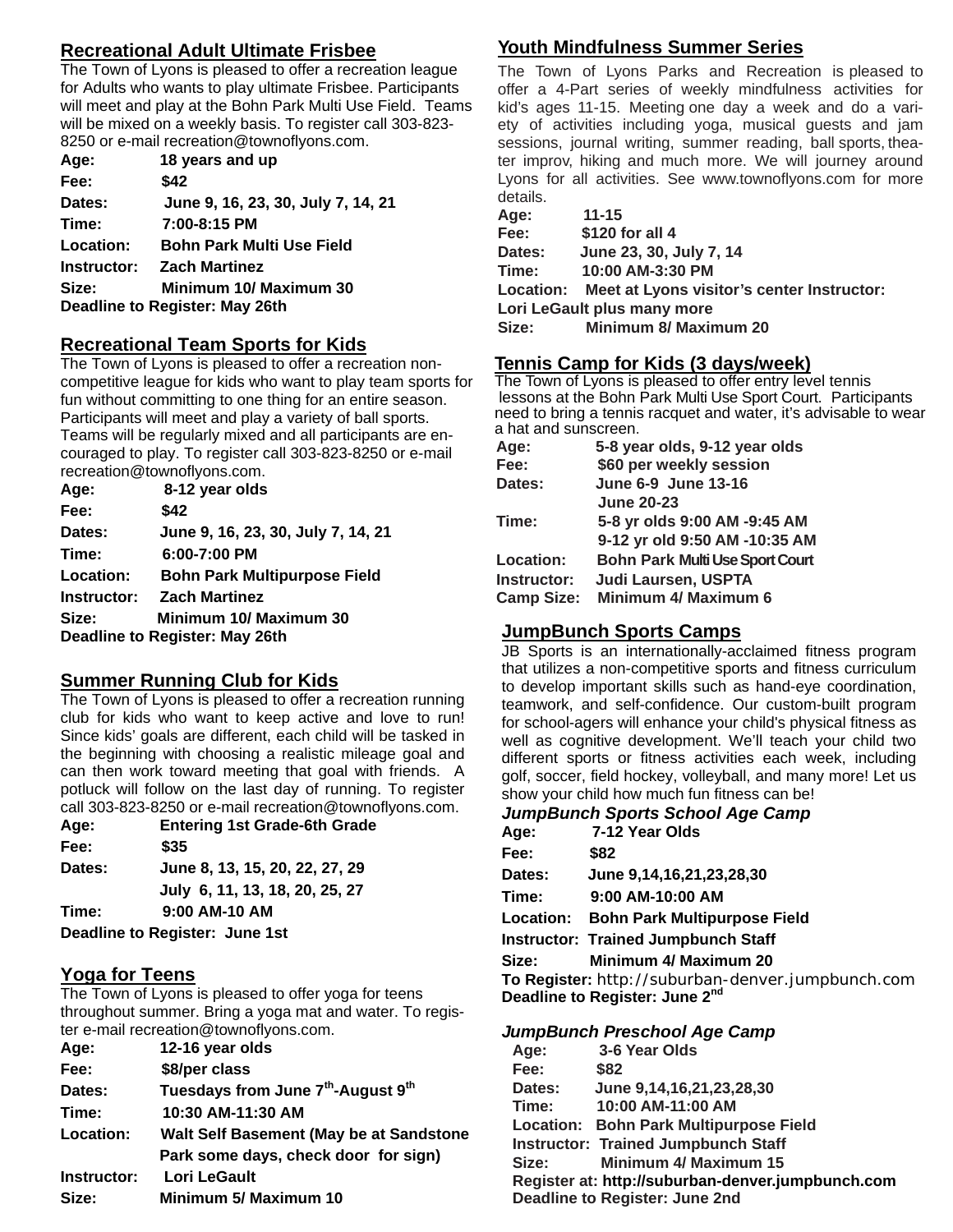## Recreational Adult Ultimate Frisbee

The Town of Lyons is pleased to offer a recreation league for Adults who wants to play ultimate Frisbee. Participants will meet and play at the Bohn Park Multi Use Field. Teams will be mixed on a weekly basis. To register call 303-823-8250 or e-mail recreation@townoflyons.com.

**Age:** 18 years and up
**Fee:** $42
**Dates:** June 9, 16, 23, 30, July 7, 14, 21
**Time:** 7:00-8:15 PM
**Location:** Bohn Park Multi Use Field
**Instructor:** Zach Martinez
**Size:** Minimum 10/ Maximum 30
**Deadline to Register: May 26th**

## Recreational Team Sports for Kids

The Town of Lyons is pleased to offer a recreation non-competitive league for kids who want to play team sports for fun without committing to one thing for an entire season. Participants will meet and play a variety of ball sports. Teams will be regularly mixed and all participants are encouraged to play. To register call 303-823-8250 or e-mail recreation@townoflyons.com.

**Age:** 8-12 year olds
**Fee:** $42
**Dates:** June 9, 16, 23, 30, July 7, 14, 21
**Time:** 6:00-7:00 PM
**Location:** Bohn Park Multipurpose Field
**Instructor:** Zach Martinez
**Size:** Minimum 10/ Maximum 30
**Deadline to Register: May 26th**

## Summer Running Club for Kids

The Town of Lyons is pleased to offer a recreation running club for kids who want to keep active and love to run! Since kids' goals are different, each child will be tasked in the beginning with choosing a realistic mileage goal and can then work toward meeting that goal with friends. A potluck will follow on the last day of running. To register call 303-823-8250 or e-mail recreation@townoflyons.com.

**Age:** Entering 1st Grade-6th Grade
**Fee:** $35
**Dates:** June 8, 13, 15, 20, 22, 27, 29
July 6, 11, 13, 18, 20, 25, 27
**Time:** 9:00 AM-10 AM
**Deadline to Register: June 1st**

## Yoga for Teens

The Town of Lyons is pleased to offer yoga for teens throughout summer. Bring a yoga mat and water. To register e-mail recreation@townoflyons.com.

**Age:** 12-16 year olds
**Fee:** $8/per class
**Dates:** Tuesdays from June 7th-August 9th
**Time:** 10:30 AM-11:30 AM
**Location:** Walt Self Basement (May be at Sandstone Park some days, check door for sign)
**Instructor:** Lori LeGault
**Size:** Minimum 5/ Maximum 10

## Youth Mindfulness Summer Series

The Town of Lyons Parks and Recreation is pleased to offer a 4-Part series of weekly mindfulness activities for kid's ages 11-15. Meeting one day a week and do a variety of activities including yoga, musical guests and jam sessions, journal writing, summer reading, ball sports, theater improv, hiking and much more. We will journey around Lyons for all activities. See www.townoflyons.com for more details.

**Age:** 11-15
**Fee:** $120 for all 4
**Dates:** June 23, 30, July 7, 14
**Time:** 10:00 AM-3:30 PM
**Location:** Meet at Lyons visitor's center
**Instructor:** Lori LeGault plus many more
**Size:** Minimum 8/ Maximum 20

## Tennis Camp for Kids (3 days/week)

The Town of Lyons is pleased to offer entry level tennis lessons at the Bohn Park Multi Use Sport Court. Participants need to bring a tennis racquet and water, it's advisable to wear a hat and sunscreen.

**Age:** 5-8 year olds, 9-12 year olds
**Fee:** $60 per weekly session
**Dates:** June 6-9 June 13-16
June 20-23
**Time:** 5-8 yr olds 9:00 AM -9:45 AM
9-12 yr old 9:50 AM -10:35 AM
**Location:** Bohn Park Multi Use Sport Court
**Instructor:** Judi Laursen, USPTA
**Camp Size:** Minimum 4/ Maximum 6

## JumpBunch Sports Camps

JB Sports is an internationally-acclaimed fitness program that utilizes a non-competitive sports and fitness curriculum to develop important skills such as hand-eye coordination, teamwork, and self-confidence. Our custom-built program for school-agers will enhance your child's physical fitness as well as cognitive development. We'll teach your child two different sports or fitness activities each week, including golf, soccer, field hockey, volleyball, and many more! Let us show your child how much fun fitness can be!

### *JumpBunch Sports School Age Camp*

**Age:** 7-12 Year Olds
**Fee:** $82
**Dates:** June 9,14,16,21,23,28,30
**Time:** 9:00 AM-10:00 AM
**Location:** Bohn Park Multipurpose Field
**Instructor:** Trained Jumpbunch Staff
**Size:** Minimum 4/ Maximum 20
**To Register:** http://suburban-denver.jumpbunch.com
**Deadline to Register: June 2nd**

### *JumpBunch Preschool Age Camp*

**Age:** 3-6 Year Olds
**Fee:** $82
**Dates:** June 9,14,16,21,23,28,30
**Time:** 10:00 AM-11:00 AM
**Location:** Bohn Park Multipurpose Field
**Instructor:** Trained Jumpbunch Staff
**Size:** Minimum 4/ Maximum 15
**Register at: http://suburban-denver.jumpbunch.com**
**Deadline to Register: June 2nd**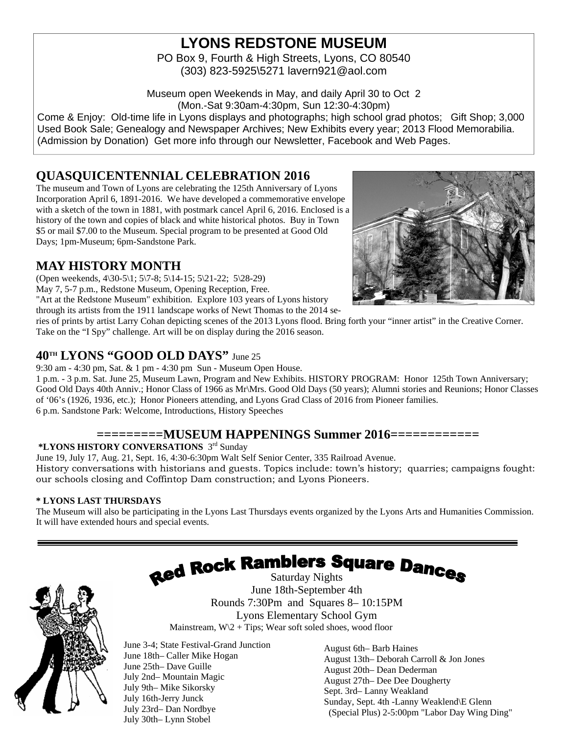# LYONS REDSTONE MUSEUM

PO Box 9, Fourth & High Streets, Lyons, CO 80540
(303) 823-5925\5271 lavern921@aol.com

Museum open Weekends in May, and daily April 30 to Oct 2
(Mon.-Sat 9:30am-4:30pm, Sun 12:30-4:30pm)

Come & Enjoy: Old-time life in Lyons displays and photographs; high school grad photos; Gift Shop; 3,000 Used Book Sale; Genealogy and Newspaper Archives; New Exhibits every year; 2013 Flood Memorabilia. (Admission by Donation) Get more info through our Newsletter, Facebook and Web Pages.

## QUASQUICENTENNIAL CELEBRATION 2016

The museum and Town of Lyons are celebrating the 125th Anniversary of Lyons Incorporation April 6, 1891-2016. We have developed a commemorative envelope with a sketch of the town in 1881, with postmark cancel April 6, 2016. Enclosed is a history of the town and copies of black and white historical photos. Buy in Town $5 or mail $7.00 to the Museum. Special program to be presented at Good Old Days; 1pm-Museum; 6pm-Sandstone Park.

## MAY HISTORY MONTH

(Open weekends, 4\30-5\1; 5\7-8; 5\14-15; 5\21-22; 5\28-29)
May 7, 5-7 p.m., Redstone Museum, Opening Reception, Free.
"Art at the Redstone Museum" exhibition. Explore 103 years of Lyons history through its artists from the 1911 landscape works of Newt Thomas to the 2014 series of prints by artist Larry Cohan depicting scenes of the 2013 Lyons flood. Bring forth your "inner artist" in the Creative Corner. Take on the "I Spy" challenge. Art will be on display during the 2016 season.

## 40TH LYONS "GOOD OLD DAYS" June 25

9:30 am - 4:30 pm, Sat. & 1 pm - 4:30 pm Sun - Museum Open House.
1 p.m. - 3 p.m. Sat. June 25, Museum Lawn, Program and New Exhibits. HISTORY PROGRAM: Honor 125th Town Anniversary; Good Old Days 40th Anniv.; Honor Class of 1966 as Mr\Mrs. Good Old Days (50 years); Alumni stories and Reunions; Honor Classes of '06's (1926, 1936, etc.); Honor Pioneers attending, and Lyons Grad Class of 2016 from Pioneer families.
6 p.m. Sandstone Park: Welcome, Introductions, History Speeches

## =========MUSEUM HAPPENINGS Summer 2016============

**\*LYONS HISTORY CONVERSATIONS** 3rd Sunday
June 19, July 17, Aug. 21, Sept. 16, 4:30-6:30pm Walt Self Senior Center, 335 Railroad Avenue.
History conversations with historians and guests. Topics include: town's history; quarries; campaigns fought: our schools closing and Coffintop Dam construction; and Lyons Pioneers.

**\* LYONS LAST THURSDAYS**
The Museum will also be participating in the Lyons Last Thursdays events organized by the Lyons Arts and Humanities Commission. It will have extended hours and special events.

---

## Red Rock Ramblers Square Dances

Saturday Nights
June 18th-September 4th
Rounds 7:30Pm and Squares 8– 10:15PM
Lyons Elementary School Gym
Mainstream, W\2 + Tips; Wear soft soled shoes, wood floor

June 3-4; State Festival-Grand Junction
June 18th– Caller Mike Hogan
June 25th– Dave Guille
July 2nd– Mountain Magic
July 9th– Mike Sikorsky
July 16th-Jerry Junck
July 23rd– Dan Nordbye
July 30th– Lynn Stobel
August 6th– Barb Haines
August 13th– Deborah Carroll & Jon Jones
August 20th– Dean Dederman
August 27th– Dee Dee Dougherty
Sept. 3rd– Lanny Weakland
Sunday, Sept. 4th -Lanny Weaklend\E Glenn (Special Plus) 2-5:00pm "Labor Day Wing Ding"